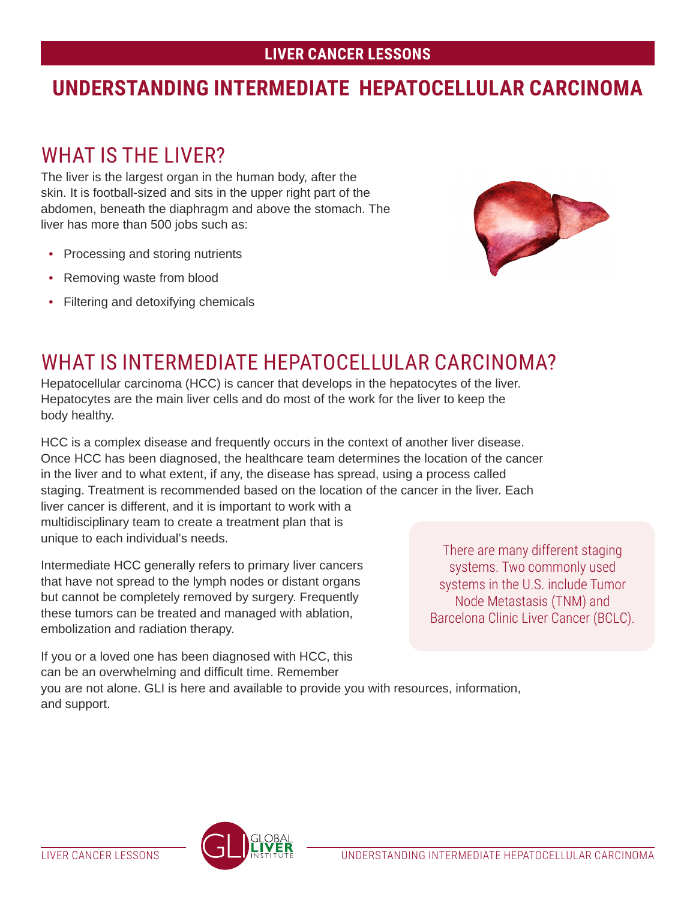**LIVER CANCER LESSONS**

# UNDERSTANDING INTERMEDIATE HEPATOCELLULAR CARCINOMA

## WHAT IS THE LIVER?

The liver is the largest organ in the human body, after the skin. It is football-sized and sits in the upper right part of the abdomen, beneath the diaphragm and above the stomach. The liver has more than 500 jobs such as:

- Processing and storing nutrients
- Removing waste from blood
- Filtering and detoxifying chemicals

## WHAT IS INTERMEDIATE HEPATOCELLULAR CARCINOMA?

Hepatocellular carcinoma (HCC) is cancer that develops in the hepatocytes of the liver. Hepatocytes are the main liver cells and do most of the work for the liver to keep the body healthy.

HCC is a complex disease and frequently occurs in the context of another liver disease. Once HCC has been diagnosed, the healthcare team determines the location of the cancer in the liver and to what extent, if any, the disease has spread, using a process called staging. Treatment is recommended based on the location of the cancer in the liver. Each liver cancer is different, and it is important to work with a multidisciplinary team to create a treatment plan that is unique to each individual's needs.

Intermediate HCC generally refers to primary liver cancers that have not spread to the lymph nodes or distant organs but cannot be completely removed by surgery. Frequently these tumors can be treated and managed with ablation, embolization and radiation therapy.

> There are many different staging systems. Two commonly used systems in the U.S. include Tumor Node Metastasis (TNM) and Barcelona Clinic Liver Cancer (BCLC).

If you or a loved one has been diagnosed with HCC, this can be an overwhelming and difficult time. Remember you are not alone. GLI is here and available to provide you with resources, information, and support.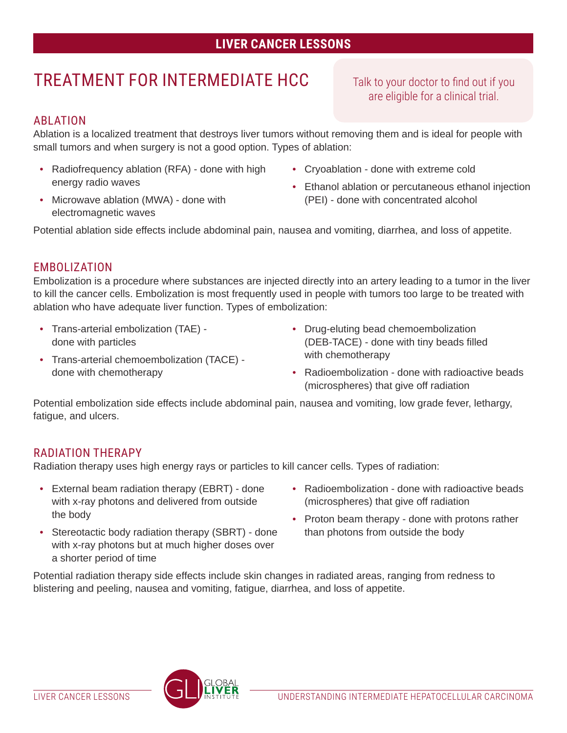# TREATMENT FOR INTERMEDIATE HCC

Talk to your doctor to find out if you are eligible for a clinical trial.

## ABLATION

Ablation is a localized treatment that destroys liver tumors without removing them and is ideal for people with small tumors and when surgery is not a good option. Types of ablation:

- Radiofrequency ablation (RFA) - done with high energy radio waves
- Microwave ablation (MWA) - done with electromagnetic waves
- Cryoablation - done with extreme cold
- Ethanol ablation or percutaneous ethanol injection (PEI) - done with concentrated alcohol

Potential ablation side effects include abdominal pain, nausea and vomiting, diarrhea, and loss of appetite.

## EMBOLIZATION

Embolization is a procedure where substances are injected directly into an artery leading to a tumor in the liver to kill the cancer cells. Embolization is most frequently used in people with tumors too large to be treated with ablation who have adequate liver function. Types of embolization:

- Trans-arterial embolization (TAE) - done with particles
- Trans-arterial chemoembolization (TACE) - done with chemotherapy
- Drug-eluting bead chemoembolization (DEB-TACE) - done with tiny beads filled with chemotherapy
- Radioembolization - done with radioactive beads (microspheres) that give off radiation

Potential embolization side effects include abdominal pain, nausea and vomiting, low grade fever, lethargy, fatigue, and ulcers.

## RADIATION THERAPY

Radiation therapy uses high energy rays or particles to kill cancer cells. Types of radiation:

- External beam radiation therapy (EBRT) - done with x-ray photons and delivered from outside the body
- Stereotactic body radiation therapy (SBRT) - done with x-ray photons but at much higher doses over a shorter period of time
- Radioembolization - done with radioactive beads (microspheres) that give off radiation
- Proton beam therapy - done with protons rather than photons from outside the body

Potential radiation therapy side effects include skin changes in radiated areas, ranging from redness to blistering and peeling, nausea and vomiting, fatigue, diarrhea, and loss of appetite.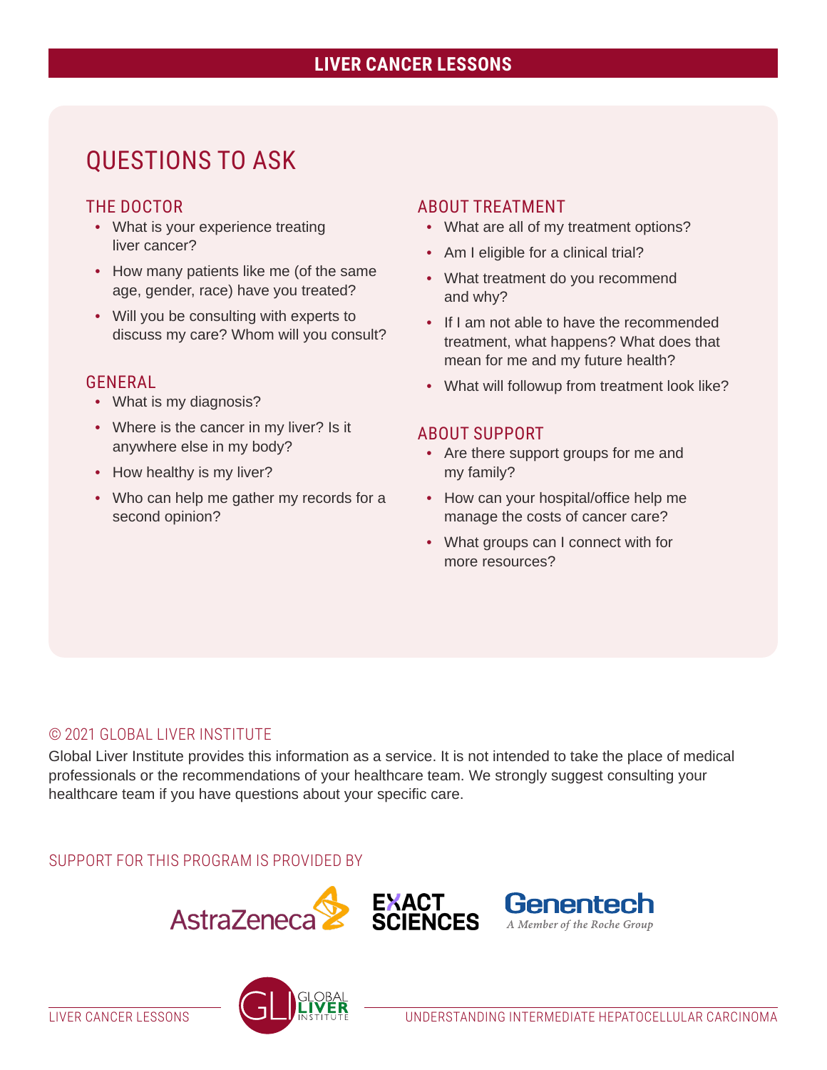# QUESTIONS TO ASK

## THE DOCTOR

- What is your experience treating liver cancer?
- How many patients like me (of the same age, gender, race) have you treated?
- Will you be consulting with experts to discuss my care? Whom will you consult?

## GENERAL

- What is my diagnosis?
- Where is the cancer in my liver? Is it anywhere else in my body?
- How healthy is my liver?
- Who can help me gather my records for a second opinion?

## ABOUT TREATMENT

- What are all of my treatment options?
- Am I eligible for a clinical trial?
- What treatment do you recommend and why?
- If I am not able to have the recommended treatment, what happens? What does that mean for me and my future health?
- What will followup from treatment look like?

## ABOUT SUPPORT

- Are there support groups for me and my family?
- How can your hospital/office help me manage the costs of cancer care?
- What groups can I connect with for more resources?

© 2021 GLOBAL LIVER INSTITUTE

Global Liver Institute provides this information as a service. It is not intended to take the place of medical professionals or the recommendations of your healthcare team. We strongly suggest consulting your healthcare team if you have questions about your specific care.

SUPPORT FOR THIS PROGRAM IS PROVIDED BY

AstraZeneca

EXACT SCIENCES

Genentech
A Member of the Roche Group